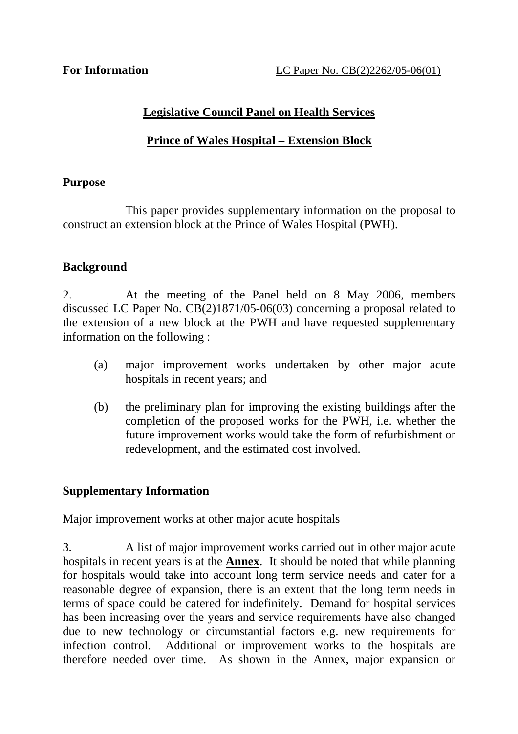**For Information** LC Paper No. CB(2)2262/05-06(01)

## Legislative Council Panel on Health Services

## Prince of Wales Hospital – Extension Block

### Purpose

This paper provides supplementary information on the proposal to construct an extension block at the Prince of Wales Hospital (PWH).

### Background

2. At the meeting of the Panel held on 8 May 2006, members discussed LC Paper No. CB(2)1871/05-06(03) concerning a proposal related to the extension of a new block at the PWH and have requested supplementary information on the following :

(a) major improvement works undertaken by other major acute hospitals in recent years; and

(b) the preliminary plan for improving the existing buildings after the completion of the proposed works for the PWH, i.e. whether the future improvement works would take the form of refurbishment or redevelopment, and the estimated cost involved.

### Supplementary Information

Major improvement works at other major acute hospitals

3. A list of major improvement works carried out in other major acute hospitals in recent years is at the **Annex**. It should be noted that while planning for hospitals would take into account long term service needs and cater for a reasonable degree of expansion, there is an extent that the long term needs in terms of space could be catered for indefinitely. Demand for hospital services has been increasing over the years and service requirements have also changed due to new technology or circumstantial factors e.g. new requirements for infection control. Additional or improvement works to the hospitals are therefore needed over time. As shown in the Annex, major expansion or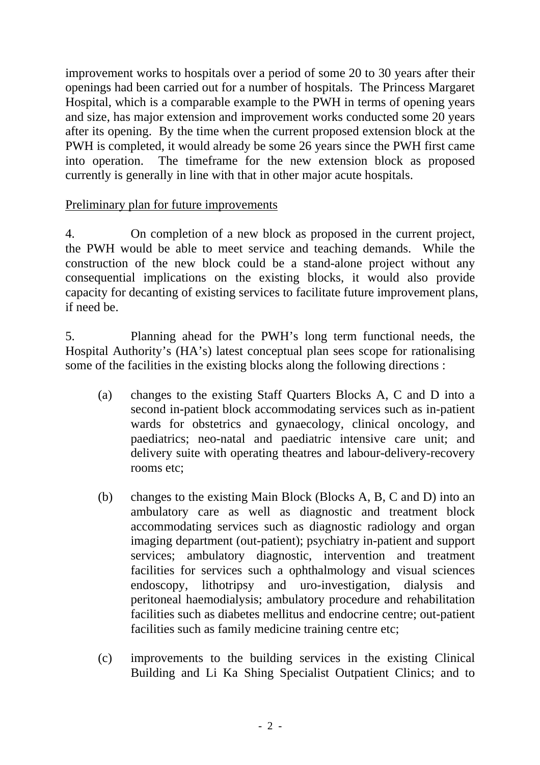improvement works to hospitals over a period of some 20 to 30 years after their openings had been carried out for a number of hospitals. The Princess Margaret Hospital, which is a comparable example to the PWH in terms of opening years and size, has major extension and improvement works conducted some 20 years after its opening. By the time when the current proposed extension block at the PWH is completed, it would already be some 26 years since the PWH first came into operation. The timeframe for the new extension block as proposed currently is generally in line with that in other major acute hospitals.

<u>Preliminary plan for future improvements</u>

4. On completion of a new block as proposed in the current project, the PWH would be able to meet service and teaching demands. While the construction of the new block could be a stand-alone project without any consequential implications on the existing blocks, it would also provide capacity for decanting of existing services to facilitate future improvement plans, if need be.

5. Planning ahead for the PWH's long term functional needs, the Hospital Authority's (HA's) latest conceptual plan sees scope for rationalising some of the facilities in the existing blocks along the following directions :

(a) changes to the existing Staff Quarters Blocks A, C and D into a second in-patient block accommodating services such as in-patient wards for obstetrics and gynaecology, clinical oncology, and paediatrics; neo-natal and paediatric intensive care unit; and delivery suite with operating theatres and labour-delivery-recovery rooms etc;

(b) changes to the existing Main Block (Blocks A, B, C and D) into an ambulatory care as well as diagnostic and treatment block accommodating services such as diagnostic radiology and organ imaging department (out-patient); psychiatry in-patient and support services; ambulatory diagnostic, intervention and treatment facilities for services such a ophthalmology and visual sciences endoscopy, lithotripsy and uro-investigation, dialysis and peritoneal haemodialysis; ambulatory procedure and rehabilitation facilities such as diabetes mellitus and endocrine centre; out-patient facilities such as family medicine training centre etc;

(c) improvements to the building services in the existing Clinical Building and Li Ka Shing Specialist Outpatient Clinics; and to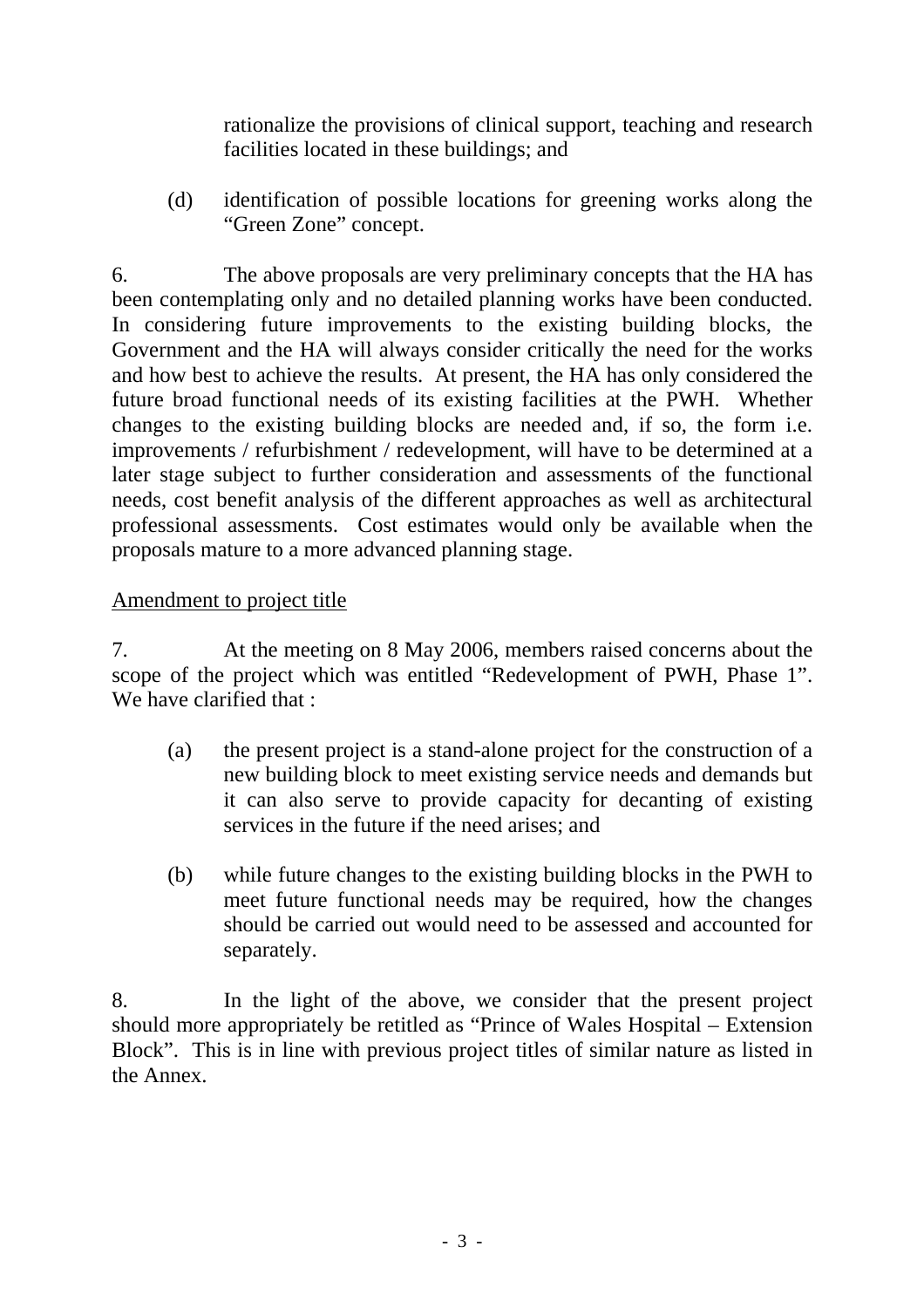rationalize the provisions of clinical support, teaching and research facilities located in these buildings; and

(d) identification of possible locations for greening works along the "Green Zone" concept.

6. The above proposals are very preliminary concepts that the HA has been contemplating only and no detailed planning works have been conducted. In considering future improvements to the existing building blocks, the Government and the HA will always consider critically the need for the works and how best to achieve the results. At present, the HA has only considered the future broad functional needs of its existing facilities at the PWH. Whether changes to the existing building blocks are needed and, if so, the form i.e. improvements / refurbishment / redevelopment, will have to be determined at a later stage subject to further consideration and assessments of the functional needs, cost benefit analysis of the different approaches as well as architectural professional assessments. Cost estimates would only be available when the proposals mature to a more advanced planning stage.

<u>Amendment to project title</u>

7. At the meeting on 8 May 2006, members raised concerns about the scope of the project which was entitled "Redevelopment of PWH, Phase 1". We have clarified that :

(a) the present project is a stand-alone project for the construction of a new building block to meet existing service needs and demands but it can also serve to provide capacity for decanting of existing services in the future if the need arises; and

(b) while future changes to the existing building blocks in the PWH to meet future functional needs may be required, how the changes should be carried out would need to be assessed and accounted for separately.

8. In the light of the above, we consider that the present project should more appropriately be retitled as "Prince of Wales Hospital – Extension Block". This is in line with previous project titles of similar nature as listed in the Annex.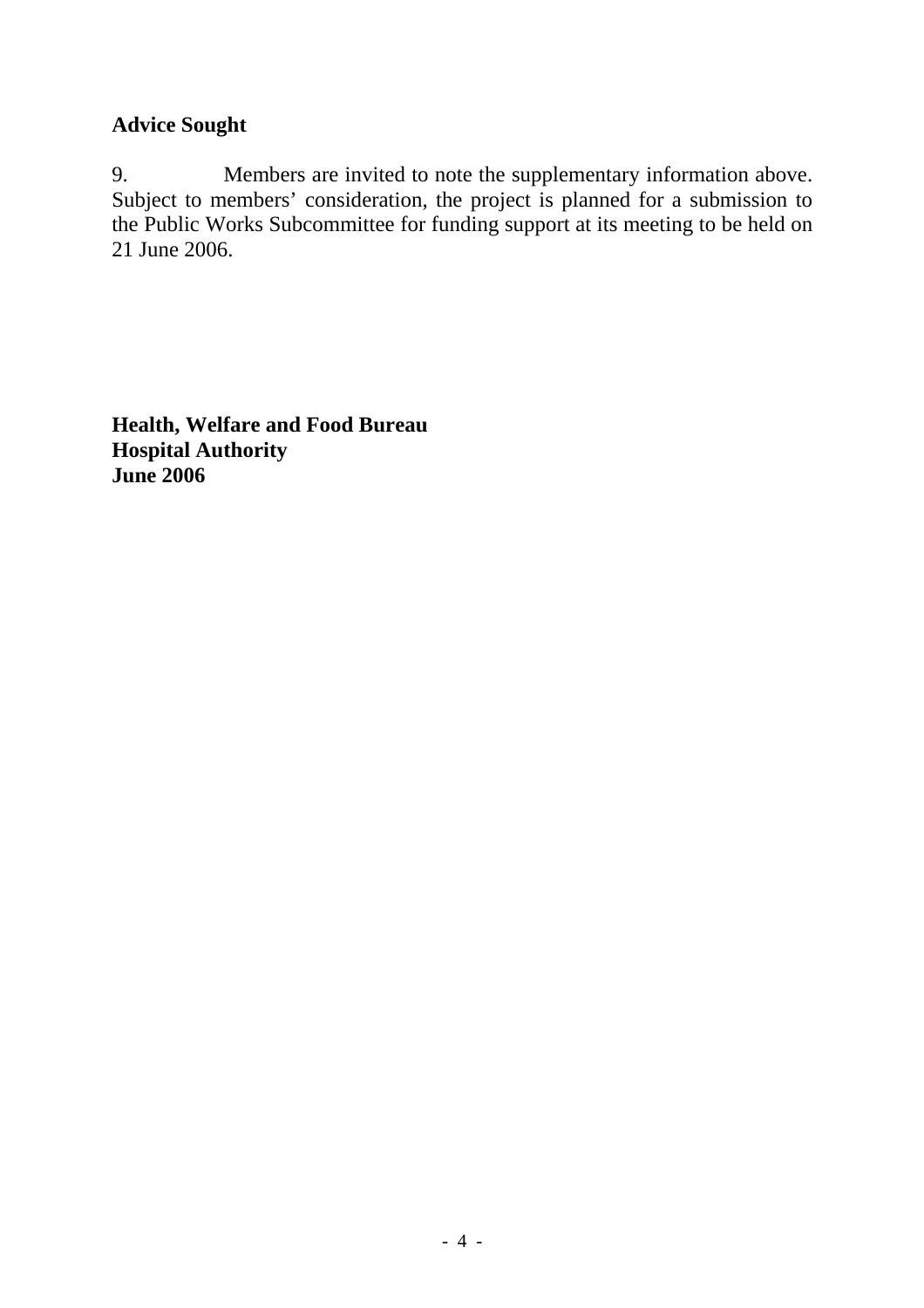**Advice Sought**

9. Members are invited to note the supplementary information above. Subject to members' consideration, the project is planned for a submission to the Public Works Subcommittee for funding support at its meeting to be held on 21 June 2006.

**Health, Welfare and Food Bureau**
**Hospital Authority**
**June 2006**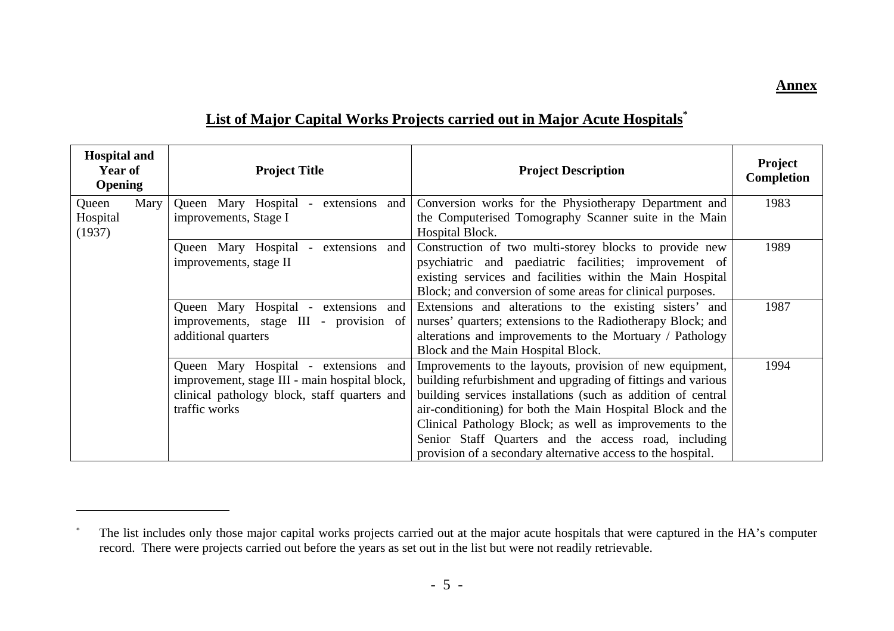**Annex**

## List of Major Capital Works Projects carried out in Major Acute Hospitals*

| Hospital and Year of Opening | Project Title | Project Description | Project Completion |
|---|---|---|---|
| Queen Mary Hospital (1937) | Queen Mary Hospital - extensions and improvements, Stage I | Conversion works for the Physiotherapy Department and the Computerised Tomography Scanner suite in the Main Hospital Block. | 1983 |
| | Queen Mary Hospital - extensions and improvements, stage II | Construction of two multi-storey blocks to provide new psychiatric and paediatric facilities; improvement of existing services and facilities within the Main Hospital Block; and conversion of some areas for clinical purposes. | 1989 |
| | Queen Mary Hospital - extensions and improvements, stage III - provision of additional quarters | Extensions and alterations to the existing sisters' and nurses' quarters; extensions to the Radiotherapy Block; and alterations and improvements to the Mortuary / Pathology Block and the Main Hospital Block. | 1987 |
| | Queen Mary Hospital - extensions and improvement, stage III - main hospital block, clinical pathology block, staff quarters and traffic works | Improvements to the layouts, provision of new equipment, building refurbishment and upgrading of fittings and various building services installations (such as addition of central air-conditioning) for both the Main Hospital Block and the Clinical Pathology Block; as well as improvements to the Senior Staff Quarters and the access road, including provision of a secondary alternative access to the hospital. | 1994 |

---

* The list includes only those major capital works projects carried out at the major acute hospitals that were captured in the HA's computer record. There were projects carried out before the years as set out in the list but were not readily retrievable.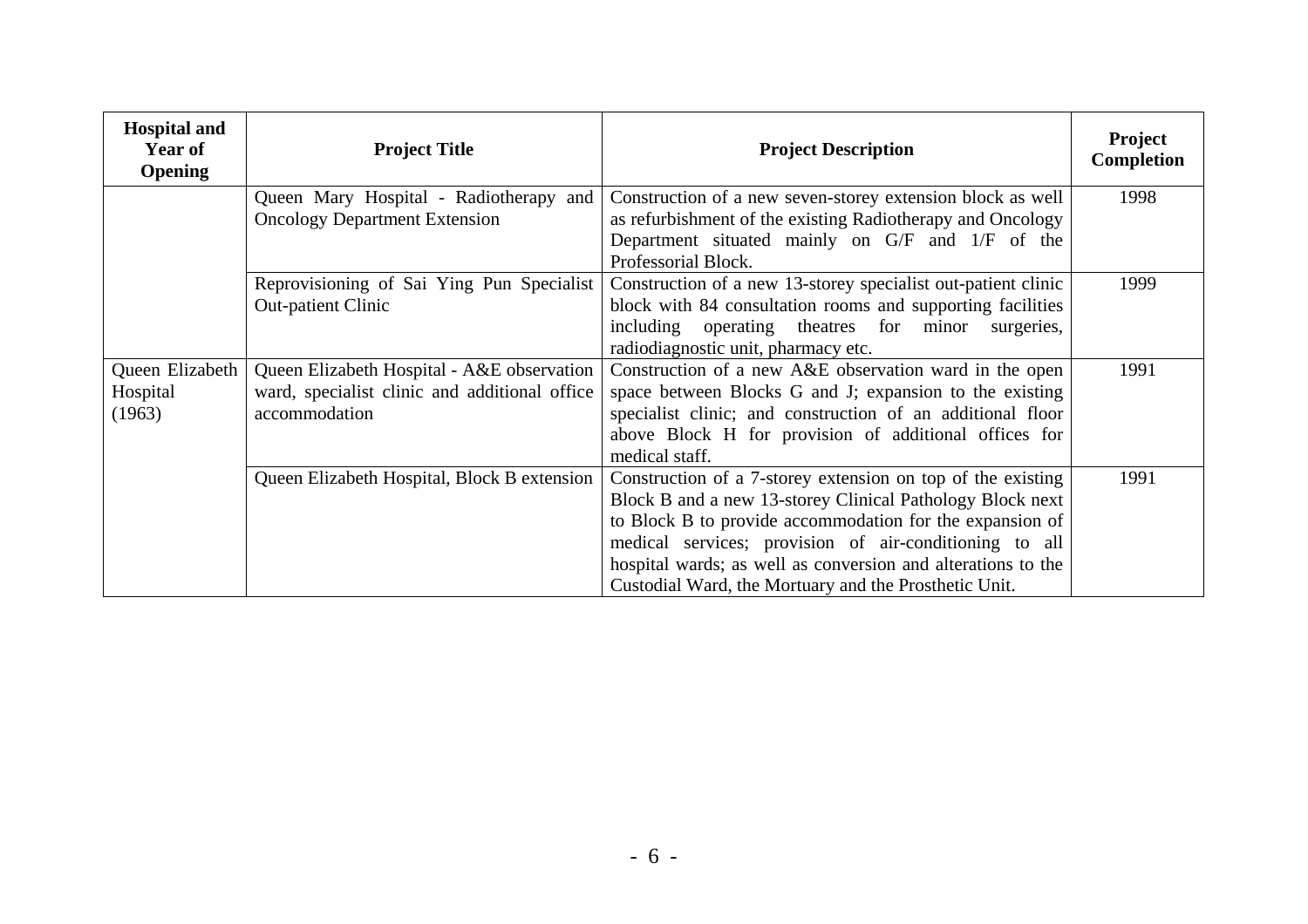| Hospital and Year of Opening | Project Title | Project Description | Project Completion |
|---|---|---|---|
| | Queen Mary Hospital - Radiotherapy and Oncology Department Extension | Construction of a new seven-storey extension block as well as refurbishment of the existing Radiotherapy and Oncology Department situated mainly on G/F and 1/F of the Professorial Block. | 1998 |
| | Reprovisioning of Sai Ying Pun Specialist Out-patient Clinic | Construction of a new 13-storey specialist out-patient clinic block with 84 consultation rooms and supporting facilities including operating theatres for minor surgeries, radiodiagnostic unit, pharmacy etc. | 1999 |
| Queen Elizabeth Hospital (1963) | Queen Elizabeth Hospital - A&E observation ward, specialist clinic and additional office accommodation | Construction of a new A&E observation ward in the open space between Blocks G and J; expansion to the existing specialist clinic; and construction of an additional floor above Block H for provision of additional offices for medical staff. | 1991 |
| | Queen Elizabeth Hospital, Block B extension | Construction of a 7-storey extension on top of the existing Block B and a new 13-storey Clinical Pathology Block next to Block B to provide accommodation for the expansion of medical services; provision of air-conditioning to all hospital wards; as well as conversion and alterations to the Custodial Ward, the Mortuary and the Prosthetic Unit. | 1991 |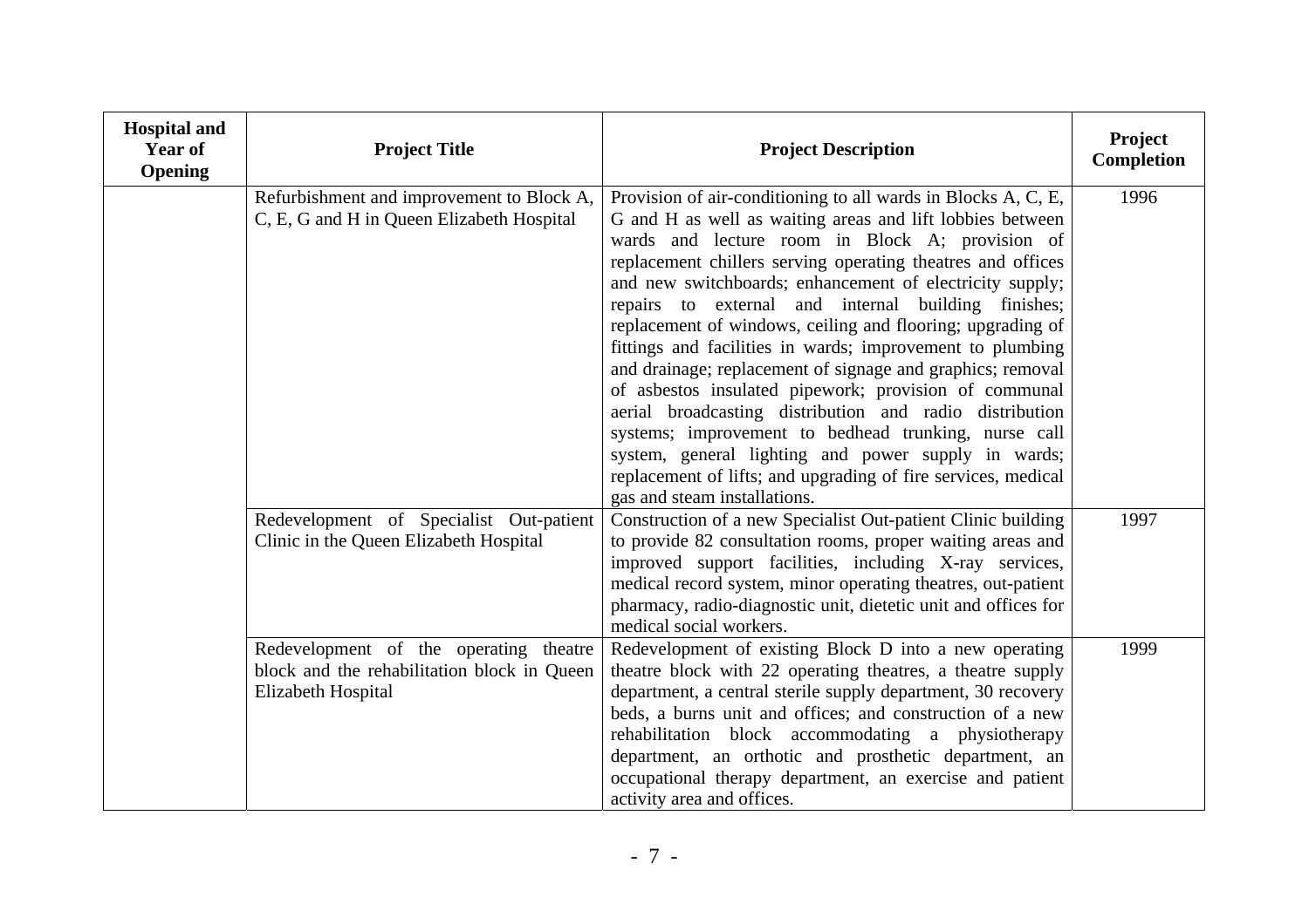| Hospital and Year of Opening | Project Title | Project Description | Project Completion |
|---|---|---|---|
| | Refurbishment and improvement to Block A, C, E, G and H in Queen Elizabeth Hospital | Provision of air-conditioning to all wards in Blocks A, C, E, G and H as well as waiting areas and lift lobbies between wards and lecture room in Block A; provision of replacement chillers serving operating theatres and offices and new switchboards; enhancement of electricity supply; repairs to external and internal building finishes; replacement of windows, ceiling and flooring; upgrading of fittings and facilities in wards; improvement to plumbing and drainage; replacement of signage and graphics; removal of asbestos insulated pipework; provision of communal aerial broadcasting distribution and radio distribution systems; improvement to bedhead trunking, nurse call system, general lighting and power supply in wards; replacement of lifts; and upgrading of fire services, medical gas and steam installations. | 1996 |
| | Redevelopment of Specialist Out-patient Clinic in the Queen Elizabeth Hospital | Construction of a new Specialist Out-patient Clinic building to provide 82 consultation rooms, proper waiting areas and improved support facilities, including X-ray services, medical record system, minor operating theatres, out-patient pharmacy, radio-diagnostic unit, dietetic unit and offices for medical social workers. | 1997 |
| | Redevelopment of the operating theatre block and the rehabilitation block in Queen Elizabeth Hospital | Redevelopment of existing Block D into a new operating theatre block with 22 operating theatres, a theatre supply department, a central sterile supply department, 30 recovery beds, a burns unit and offices; and construction of a new rehabilitation block accommodating a physiotherapy department, an orthotic and prosthetic department, an occupational therapy department, an exercise and patient activity area and offices. | 1999 |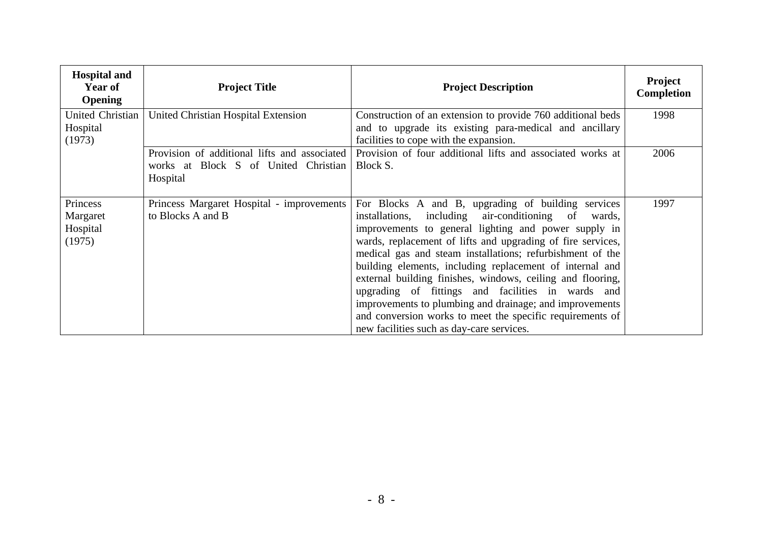| Hospital and Year of Opening | Project Title | Project Description | Project Completion |
|---|---|---|---|
| United Christian Hospital (1973) | United Christian Hospital Extension | Construction of an extension to provide 760 additional beds and to upgrade its existing para-medical and ancillary facilities to cope with the expansion. | 1998 |
| | Provision of additional lifts and associated works at Block S of United Christian Hospital | Provision of four additional lifts and associated works at Block S. | 2006 |
| Princess Margaret Hospital (1975) | Princess Margaret Hospital - improvements to Blocks A and B | For Blocks A and B, upgrading of building services installations, including air-conditioning of wards, improvements to general lighting and power supply in wards, replacement of lifts and upgrading of fire services, medical gas and steam installations; refurbishment of the building elements, including replacement of internal and external building finishes, windows, ceiling and flooring, upgrading of fittings and facilities in wards and improvements to plumbing and drainage; and improvements and conversion works to meet the specific requirements of new facilities such as day-care services. | 1997 |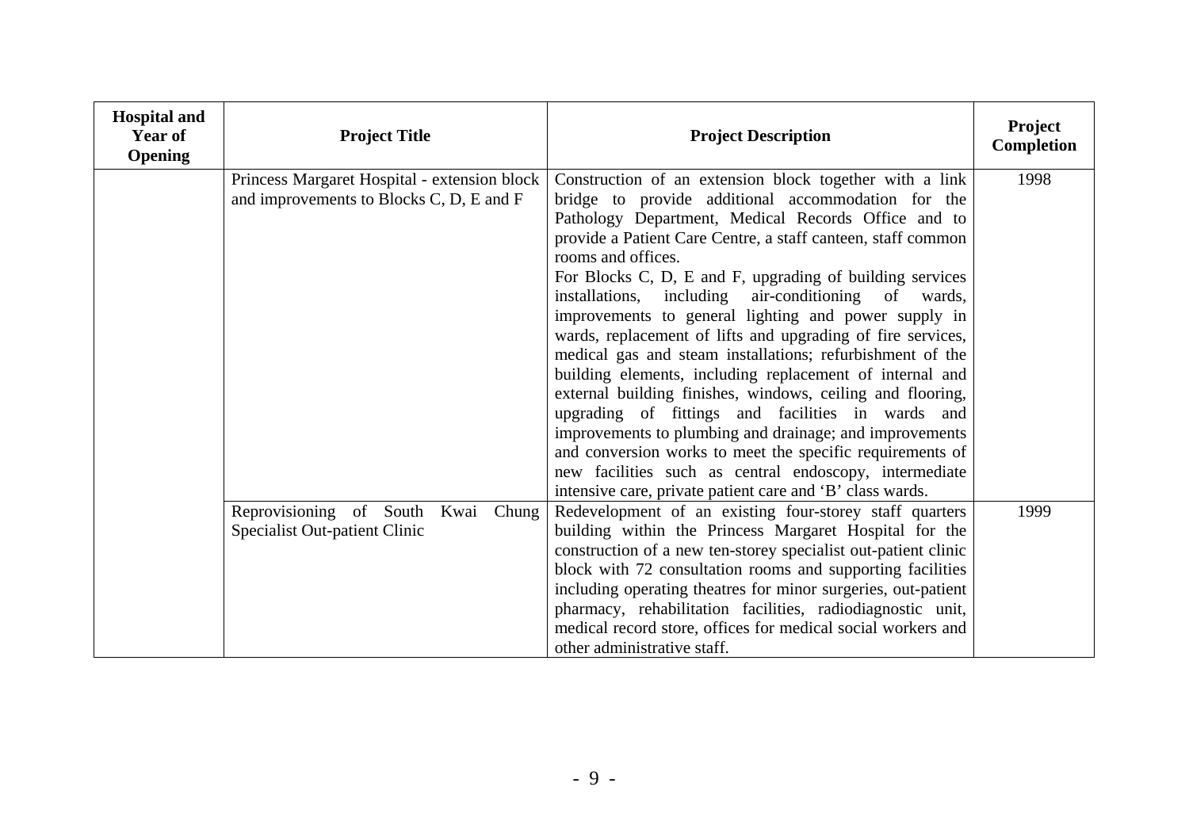| Hospital and Year of Opening | Project Title | Project Description | Project Completion |
|---|---|---|---|
| | Princess Margaret Hospital - extension block and improvements to Blocks C, D, E and F | Construction of an extension block together with a link bridge to provide additional accommodation for the Pathology Department, Medical Records Office and to provide a Patient Care Centre, a staff canteen, staff common rooms and offices.<br>For Blocks C, D, E and F, upgrading of building services installations, including air-conditioning of wards, improvements to general lighting and power supply in wards, replacement of lifts and upgrading of fire services, medical gas and steam installations; refurbishment of the building elements, including replacement of internal and external building finishes, windows, ceiling and flooring, upgrading of fittings and facilities in wards and improvements to plumbing and drainage; and improvements and conversion works to meet the specific requirements of new facilities such as central endoscopy, intermediate intensive care, private patient care and 'B' class wards. | 1998 |
| | Reprovisioning of South Kwai Chung Specialist Out-patient Clinic | Redevelopment of an existing four-storey staff quarters building within the Princess Margaret Hospital for the construction of a new ten-storey specialist out-patient clinic block with 72 consultation rooms and supporting facilities including operating theatres for minor surgeries, out-patient pharmacy, rehabilitation facilities, radiodiagnostic unit, medical record store, offices for medical social workers and other administrative staff. | 1999 |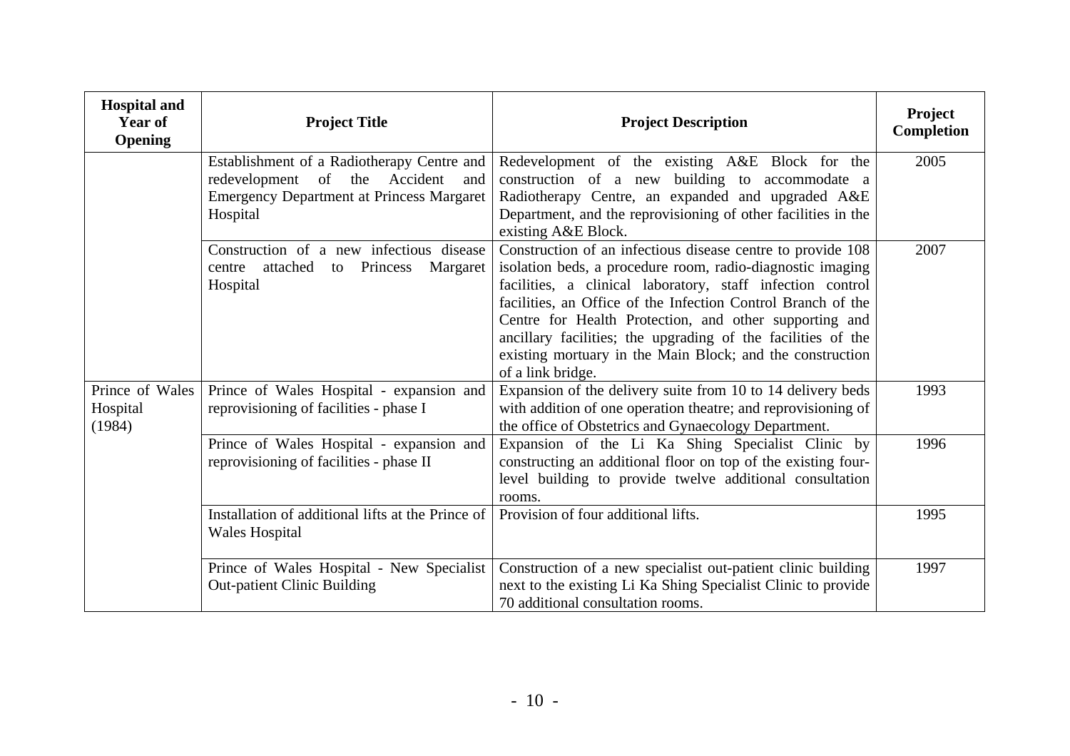| Hospital and Year of Opening | Project Title | Project Description | Project Completion |
|---|---|---|---|
| | Establishment of a Radiotherapy Centre and redevelopment of the Accident and Emergency Department at Princess Margaret Hospital | Redevelopment of the existing A&E Block for the construction of a new building to accommodate a Radiotherapy Centre, an expanded and upgraded A&E Department, and the reprovisioning of other facilities in the existing A&E Block. | 2005 |
| | Construction of a new infectious disease centre attached to Princess Margaret Hospital | Construction of an infectious disease centre to provide 108 isolation beds, a procedure room, radio-diagnostic imaging facilities, a clinical laboratory, staff infection control facilities, an Office of the Infection Control Branch of the Centre for Health Protection, and other supporting and ancillary facilities; the upgrading of the facilities of the existing mortuary in the Main Block; and the construction of a link bridge. | 2007 |
| Prince of Wales Hospital (1984) | Prince of Wales Hospital - expansion and reprovisioning of facilities - phase I | Expansion of the delivery suite from 10 to 14 delivery beds with addition of one operation theatre; and reprovisioning of the office of Obstetrics and Gynaecology Department. | 1993 |
| | Prince of Wales Hospital - expansion and reprovisioning of facilities - phase II | Expansion of the Li Ka Shing Specialist Clinic by constructing an additional floor on top of the existing four-level building to provide twelve additional consultation rooms. | 1996 |
| | Installation of additional lifts at the Prince of Wales Hospital | Provision of four additional lifts. | 1995 |
| | Prince of Wales Hospital - New Specialist Out-patient Clinic Building | Construction of a new specialist out-patient clinic building next to the existing Li Ka Shing Specialist Clinic to provide 70 additional consultation rooms. | 1997 |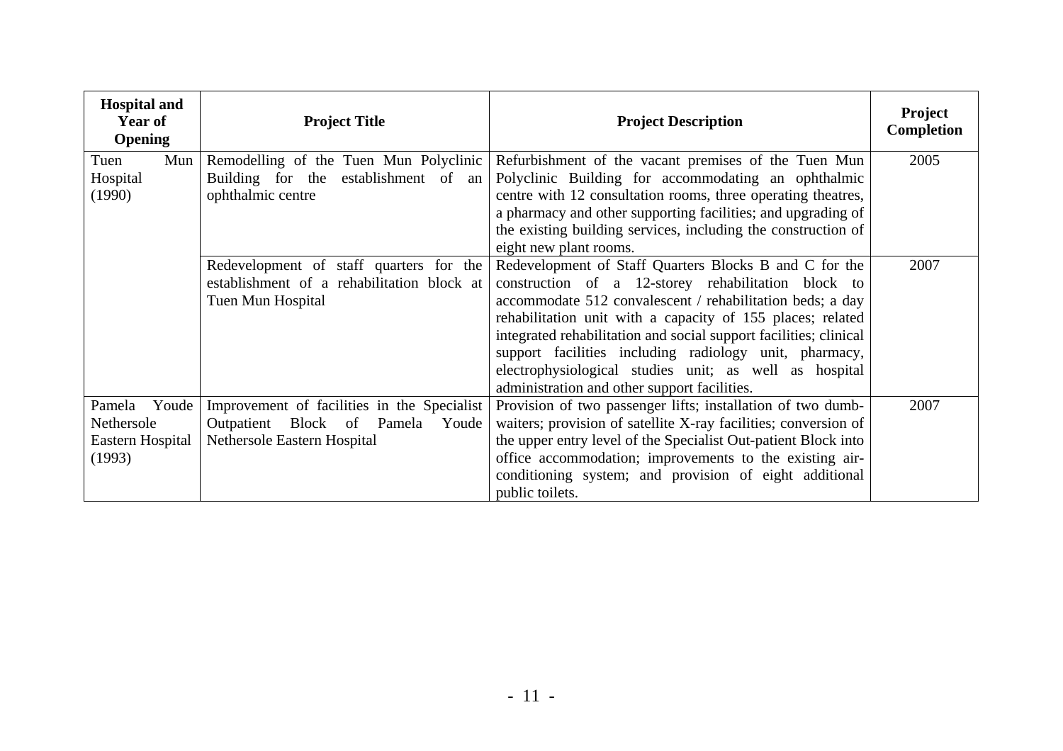| Hospital and Year of Opening | Project Title | Project Description | Project Completion |
|---|---|---|---|
| Tuen Mun Hospital (1990) | Remodelling of the Tuen Mun Polyclinic Building for the establishment of an ophthalmic centre | Refurbishment of the vacant premises of the Tuen Mun Polyclinic Building for accommodating an ophthalmic centre with 12 consultation rooms, three operating theatres, a pharmacy and other supporting facilities; and upgrading of the existing building services, including the construction of eight new plant rooms. | 2005 |
| | Redevelopment of staff quarters for the establishment of a rehabilitation block at Tuen Mun Hospital | Redevelopment of Staff Quarters Blocks B and C for the construction of a 12-storey rehabilitation block to accommodate 512 convalescent / rehabilitation beds; a day rehabilitation unit with a capacity of 155 places; related integrated rehabilitation and social support facilities; clinical support facilities including radiology unit, pharmacy, electrophysiological studies unit; as well as hospital administration and other support facilities. | 2007 |
| Pamela Youde Nethersole Eastern Hospital (1993) | Improvement of facilities in the Specialist Outpatient Block of Pamela Youde Nethersole Eastern Hospital | Provision of two passenger lifts; installation of two dumb-waiters; provision of satellite X-ray facilities; conversion of the upper entry level of the Specialist Out-patient Block into office accommodation; improvements to the existing air-conditioning system; and provision of eight additional public toilets. | 2007 |